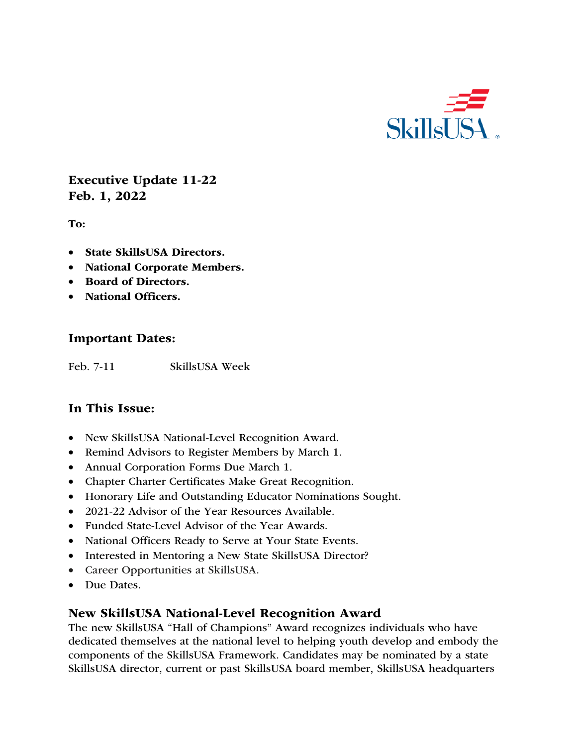SkillsUSA

# Executive Update 11-22
# Feb. 1, 2022

**To:**

- **State SkillsUSA Directors.**
- **National Corporate Members.**
- **Board of Directors.**
- **National Officers.**

## Important Dates:

| | |
|---|---|
| Feb. 7-11 | SkillsUSA Week |

## In This Issue:

- New SkillsUSA National-Level Recognition Award.
- Remind Advisors to Register Members by March 1.
- Annual Corporation Forms Due March 1.
- Chapter Charter Certificates Make Great Recognition.
- Honorary Life and Outstanding Educator Nominations Sought.
- 2021-22 Advisor of the Year Resources Available.
- Funded State-Level Advisor of the Year Awards.
- National Officers Ready to Serve at Your State Events.
- Interested in Mentoring a New State SkillsUSA Director?
- Career Opportunities at SkillsUSA.
- Due Dates.

## New SkillsUSA National-Level Recognition Award

The new SkillsUSA "Hall of Champions" Award recognizes individuals who have dedicated themselves at the national level to helping youth develop and embody the components of the SkillsUSA Framework. Candidates may be nominated by a state SkillsUSA director, current or past SkillsUSA board member, SkillsUSA headquarters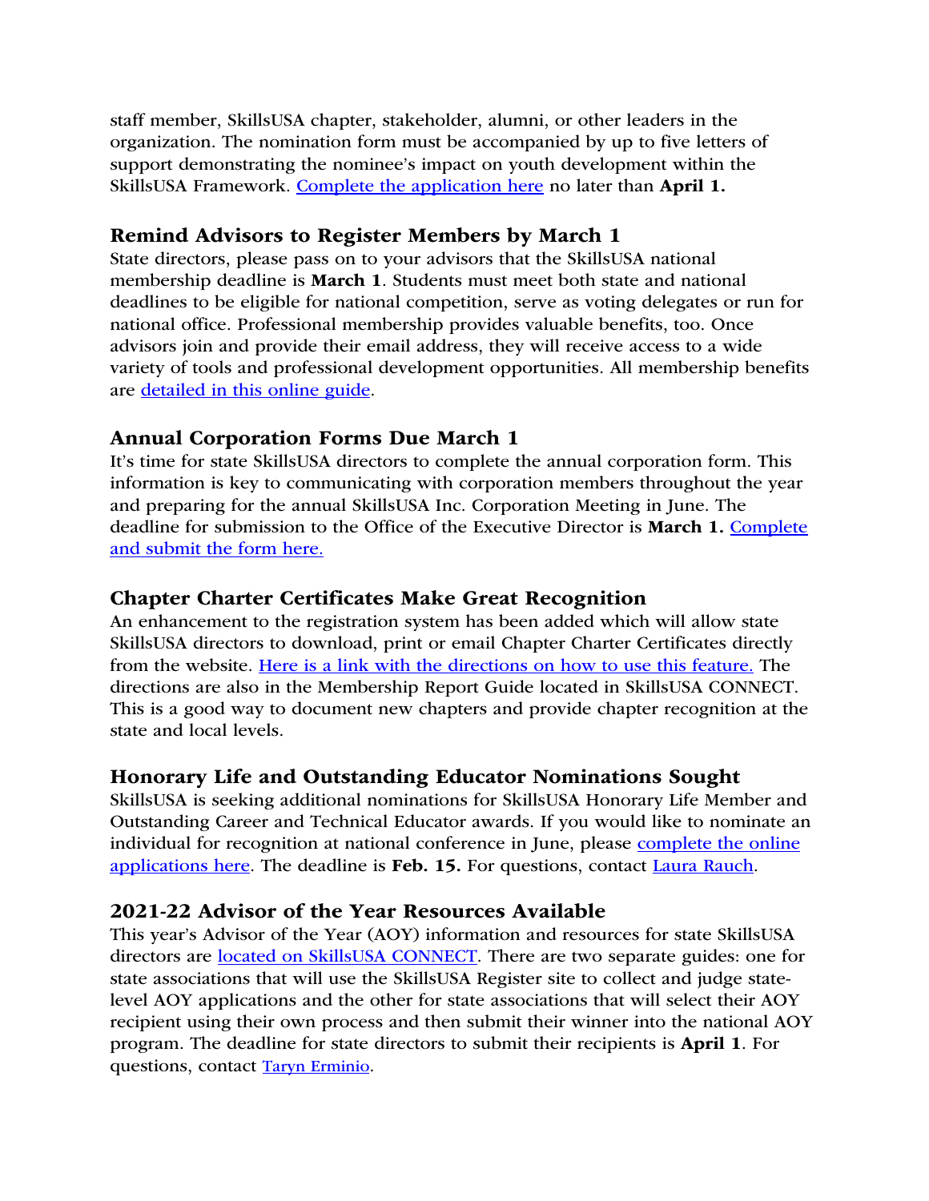staff member, SkillsUSA chapter, stakeholder, alumni, or other leaders in the organization. The nomination form must be accompanied by up to five letters of support demonstrating the nominee's impact on youth development within the SkillsUSA Framework. Complete the application here no later than **April 1.**

### Remind Advisors to Register Members by March 1

State directors, please pass on to your advisors that the SkillsUSA national membership deadline is **March 1**. Students must meet both state and national deadlines to be eligible for national competition, serve as voting delegates or run for national office. Professional membership provides valuable benefits, too. Once advisors join and provide their email address, they will receive access to a wide variety of tools and professional development opportunities. All membership benefits are detailed in this online guide.

### Annual Corporation Forms Due March 1

It's time for state SkillsUSA directors to complete the annual corporation form. This information is key to communicating with corporation members throughout the year and preparing for the annual SkillsUSA Inc. Corporation Meeting in June. The deadline for submission to the Office of the Executive Director is **March 1.** Complete and submit the form here.

### Chapter Charter Certificates Make Great Recognition

An enhancement to the registration system has been added which will allow state SkillsUSA directors to download, print or email Chapter Charter Certificates directly from the website. Here is a link with the directions on how to use this feature. The directions are also in the Membership Report Guide located in SkillsUSA CONNECT. This is a good way to document new chapters and provide chapter recognition at the state and local levels.

### Honorary Life and Outstanding Educator Nominations Sought

SkillsUSA is seeking additional nominations for SkillsUSA Honorary Life Member and Outstanding Career and Technical Educator awards. If you would like to nominate an individual for recognition at national conference in June, please complete the online applications here. The deadline is **Feb. 15.** For questions, contact Laura Rauch.

### 2021-22 Advisor of the Year Resources Available

This year's Advisor of the Year (AOY) information and resources for state SkillsUSA directors are located on SkillsUSA CONNECT. There are two separate guides: one for state associations that will use the SkillsUSA Register site to collect and judge state-level AOY applications and the other for state associations that will select their AOY recipient using their own process and then submit their winner into the national AOY program. The deadline for state directors to submit their recipients is **April 1**. For questions, contact Taryn Erminio.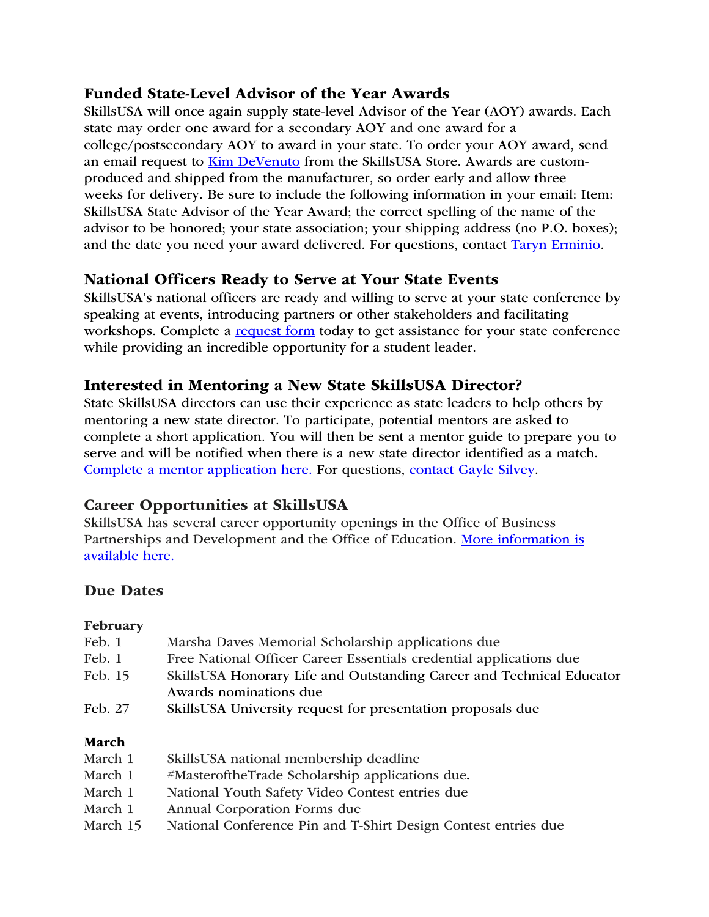## Funded State-Level Advisor of the Year Awards

SkillsUSA will once again supply state-level Advisor of the Year (AOY) awards. Each state may order one award for a secondary AOY and one award for a college/postsecondary AOY to award in your state. To order your AOY award, send an email request to Kim DeVenuto from the SkillsUSA Store. Awards are custom-produced and shipped from the manufacturer, so order early and allow three weeks for delivery. Be sure to include the following information in your email: Item: SkillsUSA State Advisor of the Year Award; the correct spelling of the name of the advisor to be honored; your state association; your shipping address (no P.O. boxes); and the date you need your award delivered. For questions, contact Taryn Erminio.

## National Officers Ready to Serve at Your State Events

SkillsUSA's national officers are ready and willing to serve at your state conference by speaking at events, introducing partners or other stakeholders and facilitating workshops. Complete a request form today to get assistance for your state conference while providing an incredible opportunity for a student leader.

## Interested in Mentoring a New State SkillsUSA Director?

State SkillsUSA directors can use their experience as state leaders to help others by mentoring a new state director. To participate, potential mentors are asked to complete a short application. You will then be sent a mentor guide to prepare you to serve and will be notified when there is a new state director identified as a match. Complete a mentor application here. For questions, contact Gayle Silvey.

## Career Opportunities at SkillsUSA

SkillsUSA has several career opportunity openings in the Office of Business Partnerships and Development and the Office of Education. More information is available here.

## Due Dates

**February**

| | |
|---|---|
| Feb. 1 | Marsha Daves Memorial Scholarship applications due |
| Feb. 1 | Free National Officer Career Essentials credential applications due |
| Feb. 15 | SkillsUSA Honorary Life and Outstanding Career and Technical Educator Awards nominations due |
| Feb. 27 | SkillsUSA University request for presentation proposals due |

**March**

| | |
|---|---|
| March 1 | SkillsUSA national membership deadline |
| March 1 | #MasteroftheTrade Scholarship applications due. |
| March 1 | National Youth Safety Video Contest entries due |
| March 1 | Annual Corporation Forms due |
| March 15 | National Conference Pin and T-Shirt Design Contest entries due |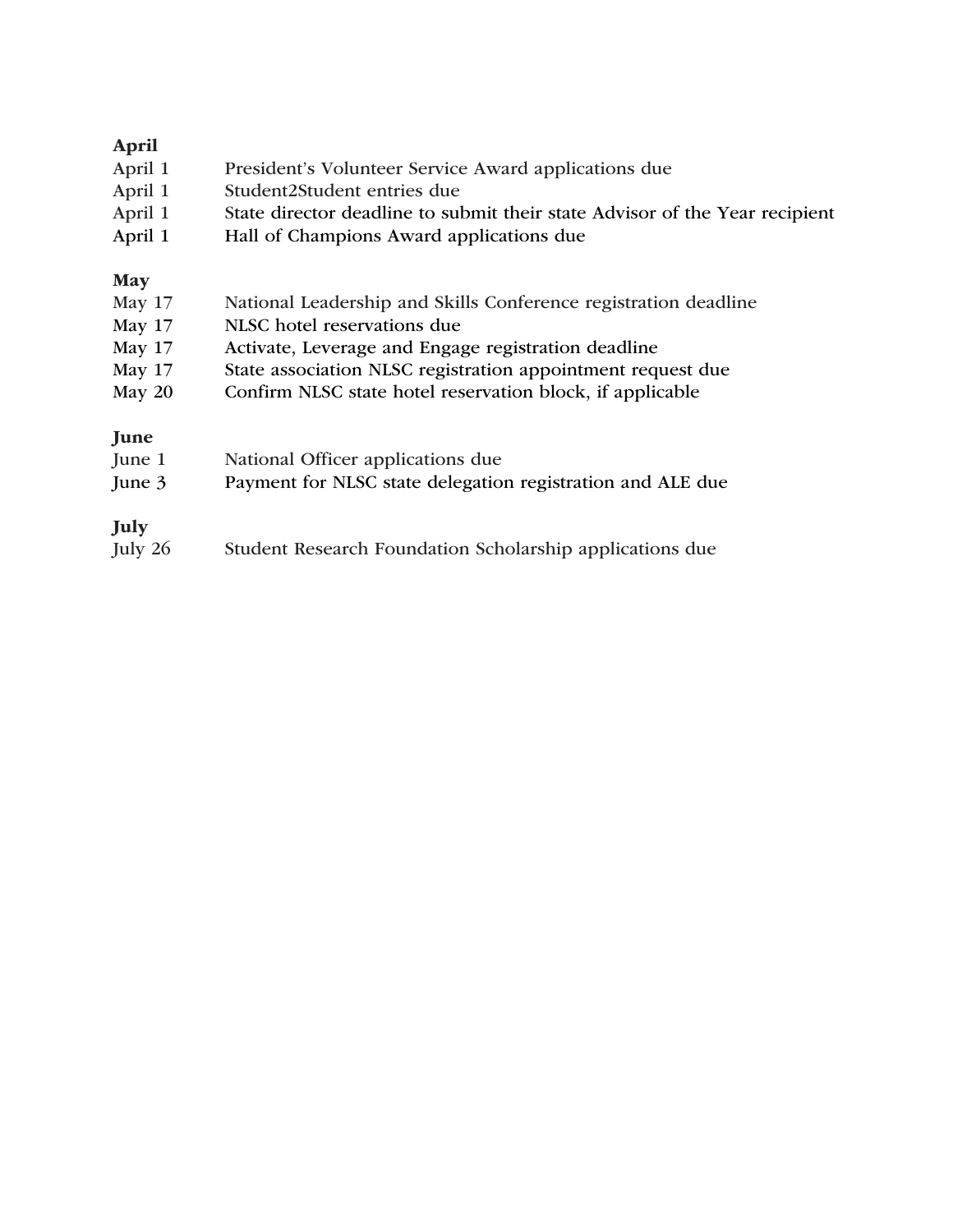**April**

| | |
|---|---|
| April 1 | President's Volunteer Service Award applications due |
| April 1 | Student2Student entries due |
| April 1 | State director deadline to submit their state Advisor of the Year recipient |
| April 1 | Hall of Champions Award applications due |

**May**

| | |
|---|---|
| May 17 | National Leadership and Skills Conference registration deadline |
| May 17 | NLSC hotel reservations due |
| May 17 | Activate, Leverage and Engage registration deadline |
| May 17 | State association NLSC registration appointment request due |
| May 20 | Confirm NLSC state hotel reservation block, if applicable |

**June**

| | |
|---|---|
| June 1 | National Officer applications due |
| June 3 | Payment for NLSC state delegation registration and ALE due |

**July**

| | |
|---|---|
| July 26 | Student Research Foundation Scholarship applications due |